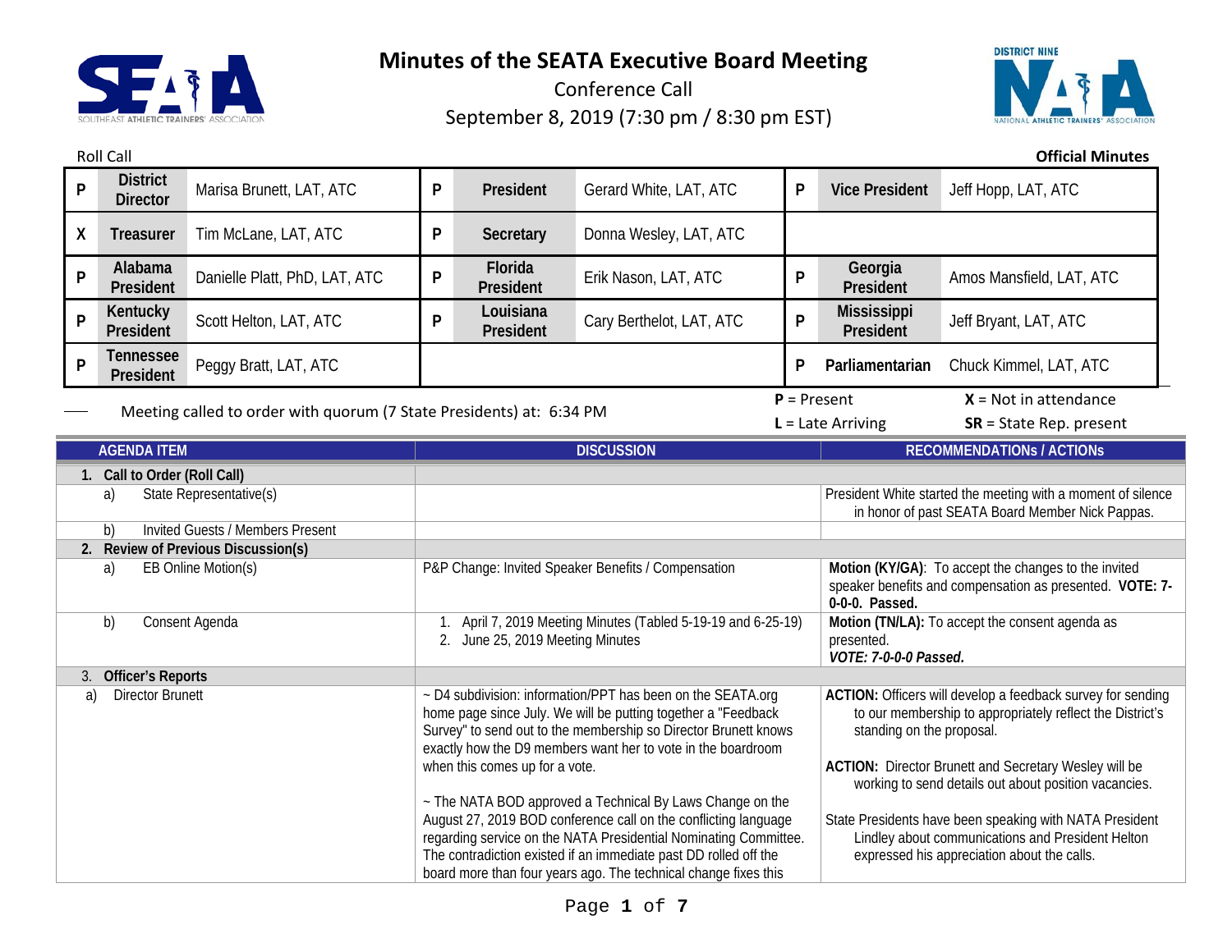# Minutes of the SEATA Executive Board Meeting

Conference Call

September 8, 2019 (7:30 pm / 8:30 pm EST)

Roll Call

**Official Minutes**

| | | | | | | | | |
|---|---|---|---|---|---|---|---|---|
| P | **District Director** | Marisa Brunett, LAT, ATC | P | **President** | Gerard White, LAT, ATC | P | **Vice President** | Jeff Hopp, LAT, ATC |
| X | **Treasurer** | Tim McLane, LAT, ATC | P | **Secretary** | Donna Wesley, LAT, ATC | | | |
| P | **Alabama President** | Danielle Platt, PhD, LAT, ATC | P | **Florida President** | Erik Nason, LAT, ATC | P | **Georgia President** | Amos Mansfield, LAT, ATC |
| P | **Kentucky President** | Scott Helton, LAT, ATC | P | **Louisiana President** | Cary Berthelot, LAT, ATC | P | **Mississippi President** | Jeff Bryant, LAT, ATC |
| P | **Tennessee President** | Peggy Bratt, LAT, ATC | | | | P | **Parliamentarian** | Chuck Kimmel, LAT, ATC |

Meeting called to order with quorum (7 State Presidents) at: 6:34 PM

**P** = Present | **X** = Not in attendance | **L** = Late Arriving | **SR** = State Rep. present

| AGENDA ITEM | DISCUSSION | RECOMMENDATIONs / ACTIONs |
|---|---|---|
| **1. Call to Order (Roll Call)** | | |
| a) State Representative(s) | | President White started the meeting with a moment of silence in honor of past SEATA Board Member Nick Pappas. |
| b) Invited Guests / Members Present | | |
| **2. Review of Previous Discussion(s)** | | |
| a) EB Online Motion(s) | P&P Change: Invited Speaker Benefits / Compensation | **Motion (KY/GA)**: To accept the changes to the invited speaker benefits and compensation as presented. **VOTE: 7-0-0-0. Passed.** |
| b) Consent Agenda | 1. April 7, 2019 Meeting Minutes (Tabled 5-19-19 and 6-25-19)<br>2. June 25, 2019 Meeting Minutes | **Motion (TN/LA):** To accept the consent agenda as presented.<br>***VOTE: 7-0-0-0 Passed.*** |
| **3. Officer's Reports** | | |
| a) Director Brunett | ~ D4 subdivision: information/PPT has been on the SEATA.org home page since July. We will be putting together a "Feedback Survey" to send out to the membership so Director Brunett knows exactly how the D9 members want her to vote in the boardroom when this comes up for a vote.<br><br>~ The NATA BOD approved a Technical By Laws Change on the August 27, 2019 BOD conference call on the conflicting language regarding service on the NATA Presidential Nominating Committee. The contradiction existed if an immediate past DD rolled off the board more than four years ago. The technical change fixes this | **ACTION:** Officers will develop a feedback survey for sending to our membership to appropriately reflect the District's standing on the proposal.<br><br>**ACTION:** Director Brunett and Secretary Wesley will be working to send details out about position vacancies.<br><br>State Presidents have been speaking with NATA President Lindley about communications and President Helton expressed his appreciation about the calls. |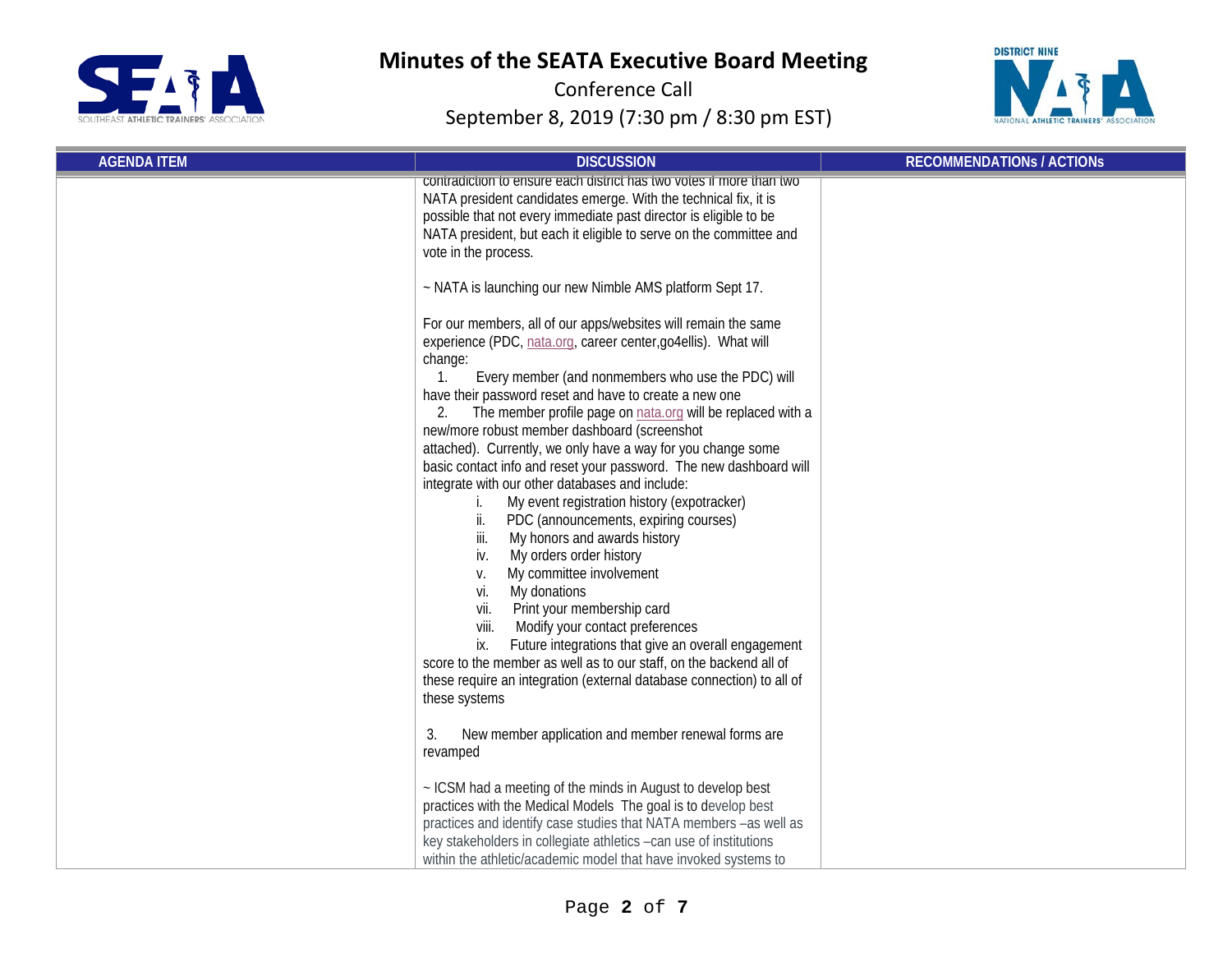# Minutes of the SEATA Executive Board Meeting

Conference Call

September 8, 2019 (7:30 pm / 8:30 pm EST)

| AGENDA ITEM | DISCUSSION | RECOMMENDATIONs / ACTIONs |
|---|---|---|
| | contradiction to ensure each district has two votes if more than two NATA president candidates emerge. With the technical fix, it is possible that not every immediate past director is eligible to be NATA president, but each it eligible to serve on the committee and vote in the process.<br><br>~ NATA is launching our new Nimble AMS platform Sept 17.<br><br>For our members, all of our apps/websites will remain the same experience (PDC, nata.org, career center,go4ellis). What will change:<br>1. Every member (and nonmembers who use the PDC) will have their password reset and have to create a new one<br>2. The member profile page on nata.org will be replaced with a new/more robust member dashboard (screenshot attached). Currently, we only have a way for you change some basic contact info and reset your password. The new dashboard will integrate with our other databases and include:<br>i. My event registration history (expotracker)<br>ii. PDC (announcements, expiring courses)<br>iii. My honors and awards history<br>iv. My orders order history<br>v. My committee involvement<br>vi. My donations<br>vii. Print your membership card<br>viii. Modify your contact preferences<br>ix. Future integrations that give an overall engagement score to the member as well as to our staff, on the backend all of these require an integration (external database connection) to all of these systems<br><br>3. New member application and member renewal forms are revamped<br><br>~ ICSM had a meeting of the minds in August to develop best practices with the Medical Models The goal is to develop best practices and identify case studies that NATA members –as well as key stakeholders in collegiate athletics –can use of institutions within the athletic/academic model that have invoked systems to | |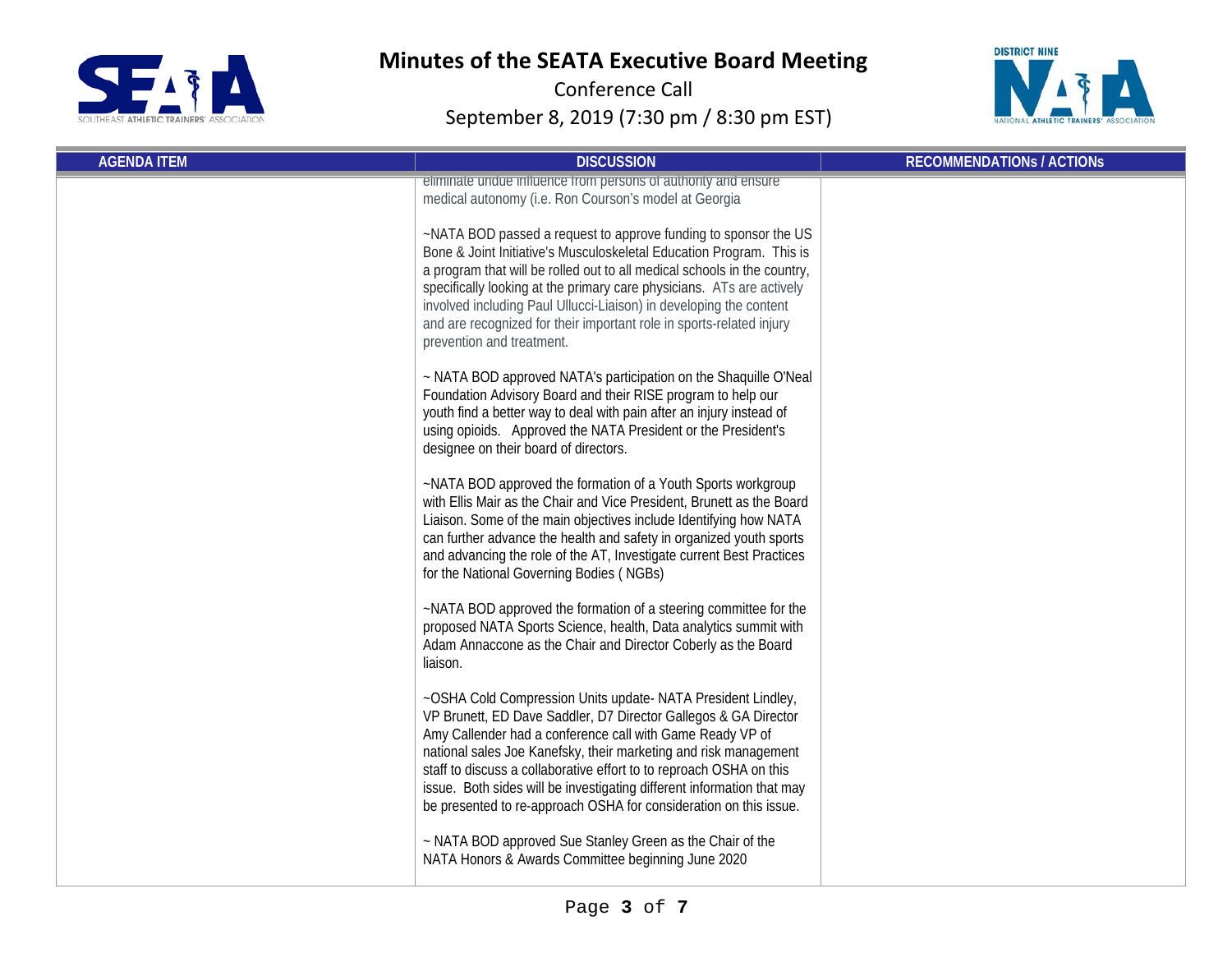# Minutes of the SEATA Executive Board Meeting

Conference Call

September 8, 2019 (7:30 pm / 8:30 pm EST)

| AGENDA ITEM | DISCUSSION | RECOMMENDATIONs / ACTIONs |
|---|---|---|
| | eliminate undue influence from persons of authority and ensure medical autonomy (i.e. Ron Courson's model at Georgia<br><br>~NATA BOD passed a request to approve funding to sponsor the US Bone & Joint Initiative's Musculoskeletal Education Program. This is a program that will be rolled out to all medical schools in the country, specifically looking at the primary care physicians. ATs are actively involved including Paul Ullucci-Liaison) in developing the content and are recognized for their important role in sports-related injury prevention and treatment.<br><br>~ NATA BOD approved NATA's participation on the Shaquille O'Neal Foundation Advisory Board and their RISE program to help our youth find a better way to deal with pain after an injury instead of using opioids. Approved the NATA President or the President's designee on their board of directors.<br><br>~NATA BOD approved the formation of a Youth Sports workgroup with Ellis Mair as the Chair and Vice President, Brunett as the Board Liaison. Some of the main objectives include Identifying how NATA can further advance the health and safety in organized youth sports and advancing the role of the AT, Investigate current Best Practices for the National Governing Bodies ( NGBs)<br><br>~NATA BOD approved the formation of a steering committee for the proposed NATA Sports Science, health, Data analytics summit with Adam Annaccone as the Chair and Director Coberly as the Board liaison.<br><br>~OSHA Cold Compression Units update- NATA President Lindley, VP Brunett, ED Dave Saddler, D7 Director Gallegos & GA Director Amy Callender had a conference call with Game Ready VP of national sales Joe Kanefsky, their marketing and risk management staff to discuss a collaborative effort to to reproach OSHA on this issue. Both sides will be investigating different information that may be presented to re-approach OSHA for consideration on this issue.<br><br>~ NATA BOD approved Sue Stanley Green as the Chair of the NATA Honors & Awards Committee beginning June 2020 | |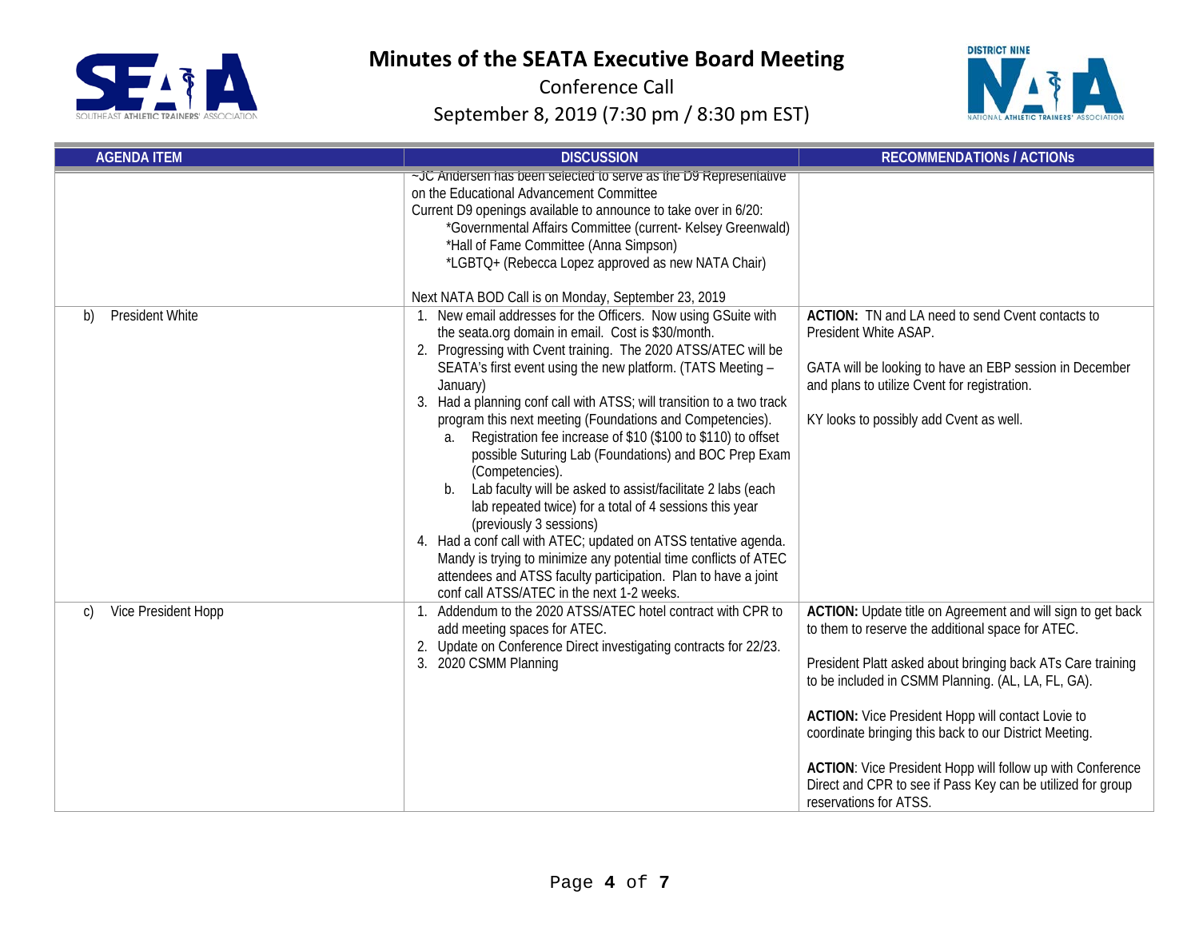# Minutes of the SEATA Executive Board Meeting

Conference Call

September 8, 2019 (7:30 pm / 8:30 pm EST)

| AGENDA ITEM | DISCUSSION | RECOMMENDATIONs / ACTIONs |
|---|---|---|
| | ~JC Andersen has been selected to serve as the D9 Representative on the Educational Advancement Committee<br>Current D9 openings available to announce to take over in 6/20:<br>*Governmental Affairs Committee (current- Kelsey Greenwald)<br>*Hall of Fame Committee (Anna Simpson)<br>*LGBTQ+ (Rebecca Lopez approved as new NATA Chair)<br><br>Next NATA BOD Call is on Monday, September 23, 2019 | |
| b) President White | 1. New email addresses for the Officers. Now using GSuite with the seata.org domain in email. Cost is $30/month.<br>2. Progressing with Cvent training. The 2020 ATSS/ATEC will be SEATA's first event using the new platform. (TATS Meeting – January)<br>3. Had a planning conf call with ATSS; will transition to a two track program this next meeting (Foundations and Competencies).<br>&nbsp;&nbsp;&nbsp;a. Registration fee increase of $10 ($100 to $110) to offset possible Suturing Lab (Foundations) and BOC Prep Exam (Competencies).<br>&nbsp;&nbsp;&nbsp;b. Lab faculty will be asked to assist/facilitate 2 labs (each lab repeated twice) for a total of 4 sessions this year (previously 3 sessions)<br>4. Had a conf call with ATEC; updated on ATSS tentative agenda. Mandy is trying to minimize any potential time conflicts of ATEC attendees and ATSS faculty participation. Plan to have a joint conf call ATSS/ATEC in the next 1-2 weeks. | **ACTION:** TN and LA need to send Cvent contacts to President White ASAP.<br><br>GATA will be looking to have an EBP session in December and plans to utilize Cvent for registration.<br><br>KY looks to possibly add Cvent as well. |
| c) Vice President Hopp | 1. Addendum to the 2020 ATSS/ATEC hotel contract with CPR to add meeting spaces for ATEC.<br>2. Update on Conference Direct investigating contracts for 22/23.<br>3. 2020 CSMM Planning | **ACTION:** Update title on Agreement and will sign to get back to them to reserve the additional space for ATEC.<br><br>President Platt asked about bringing back ATs Care training to be included in CSMM Planning. (AL, LA, FL, GA).<br><br>**ACTION:** Vice President Hopp will contact Lovie to coordinate bringing this back to our District Meeting.<br><br>**ACTION**: Vice President Hopp will follow up with Conference Direct and CPR to see if Pass Key can be utilized for group reservations for ATSS. |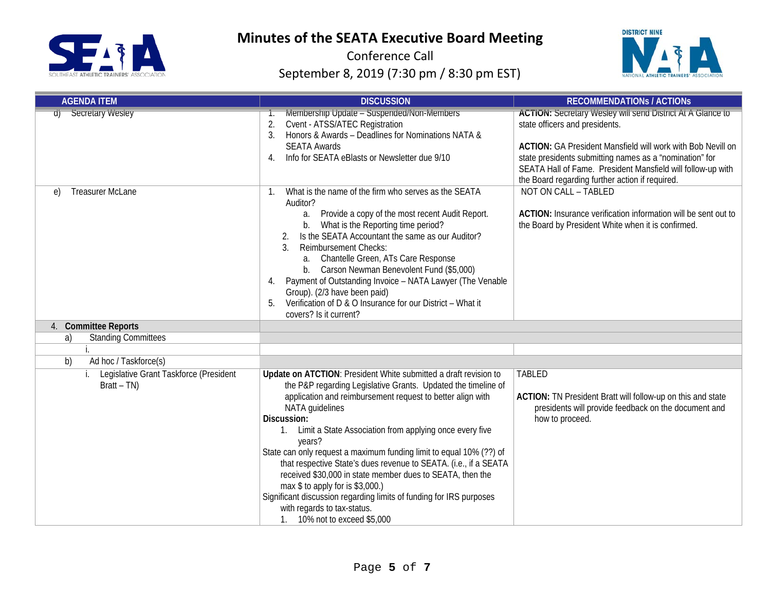# Minutes of the SEATA Executive Board Meeting

Conference Call

September 8, 2019 (7:30 pm / 8:30 pm EST)

| AGENDA ITEM | DISCUSSION | RECOMMENDATIONS / ACTIONs |
|---|---|---|
| d) Secretary Wesley | 1. Membership Update – Suspended/Non-Members<br>2. Cvent - ATSS/ATEC Registration<br>3. Honors & Awards – Deadlines for Nominations NATA & SEATA Awards<br>4. Info for SEATA eBlasts or Newsletter due 9/10 | **ACTION:** Secretary Wesley will send District At A Glance to state officers and presidents.<br><br>**ACTION:** GA President Mansfield will work with Bob Nevill on state presidents submitting names as a "nomination" for SEATA Hall of Fame. President Mansfield will follow-up with the Board regarding further action if required. |
| e) Treasurer McLane | 1. What is the name of the firm who serves as the SEATA Auditor?<br>a. Provide a copy of the most recent Audit Report.<br>b. What is the Reporting time period?<br>2. Is the SEATA Accountant the same as our Auditor?<br>3. Reimbursement Checks:<br>a. Chantelle Green, ATs Care Response<br>b. Carson Newman Benevolent Fund ($5,000)<br>4. Payment of Outstanding Invoice – NATA Lawyer (The Venable Group). (2/3 have been paid)<br>5. Verification of D & O Insurance for our District – What it covers? Is it current? | NOT ON CALL – TABLED<br><br>**ACTION:** Insurance verification information will be sent out to the Board by President White when it is confirmed. |
| 4. **Committee Reports** | | |
| a) Standing Committees | | |
| i. | | |
| b) Ad hoc / Taskforce(s) | | |
| i. Legislative Grant Taskforce (President Bratt – TN) | **Update on ATCTION**: President White submitted a draft revision to the P&P regarding Legislative Grants. Updated the timeline of application and reimbursement request to better align with NATA guidelines<br>**Discussion:**<br>1. Limit a State Association from applying once every five years?<br>State can only request a maximum funding limit to equal 10% (??) of that respective State's dues revenue to SEATA. (i.e., if a SEATA received $30,000 in state member dues to SEATA, then the max $ to apply for is $3,000.)<br>Significant discussion regarding limits of funding for IRS purposes with regards to tax-status.<br>1. 10% not to exceed $5,000 | TABLED<br><br>**ACTION:** TN President Bratt will follow-up on this and state presidents will provide feedback on the document and how to proceed. |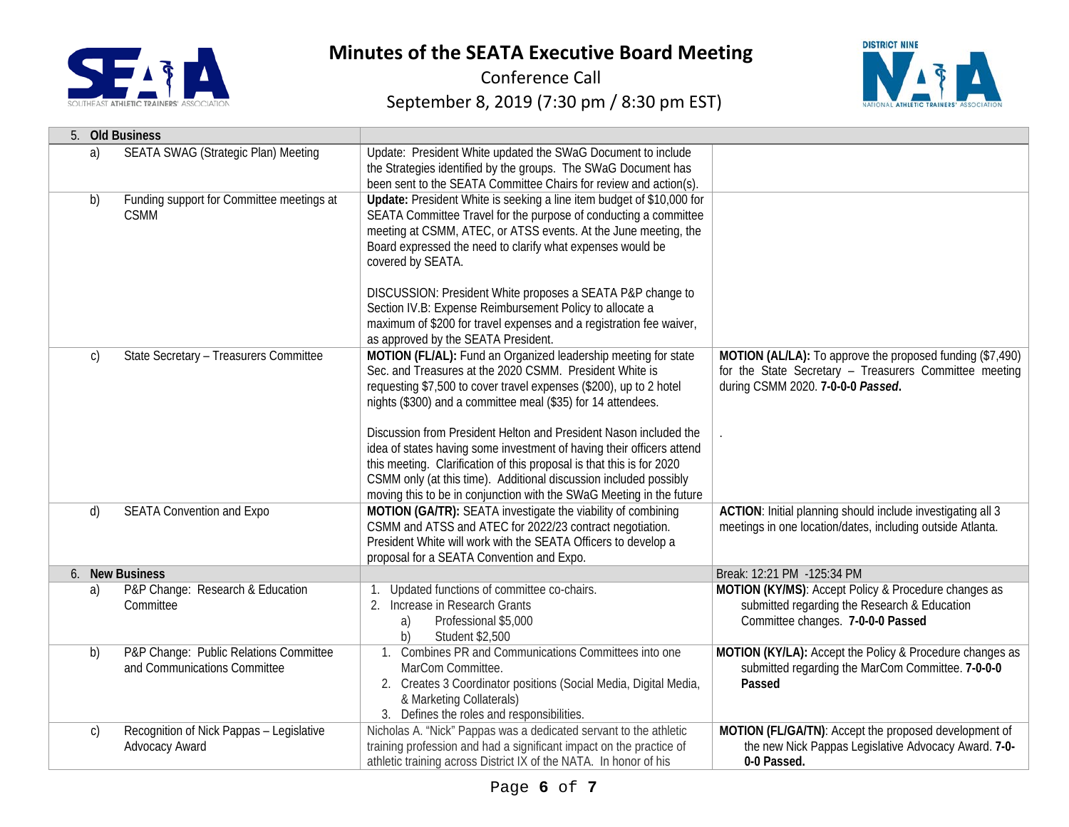# Minutes of the SEATA Executive Board Meeting

Conference Call

September 8, 2019 (7:30 pm / 8:30 pm EST)

| 5. Old Business | | |
|---|---|---|
| a) SEATA SWAG (Strategic Plan) Meeting | Update: President White updated the SWaG Document to include the Strategies identified by the groups. The SWaG Document has been sent to the SEATA Committee Chairs for review and action(s). | |
| b) Funding support for Committee meetings at CSMM | **Update:** President White is seeking a line item budget of $10,000 for SEATA Committee Travel for the purpose of conducting a committee meeting at CSMM, ATEC, or ATSS events. At the June meeting, the Board expressed the need to clarify what expenses would be covered by SEATA.<br><br>DISCUSSION: President White proposes a SEATA P&P change to Section IV.B: Expense Reimbursement Policy to allocate a maximum of $200 for travel expenses and a registration fee waiver, as approved by the SEATA President. | |
| c) State Secretary – Treasurers Committee | **MOTION (FL/AL):** Fund an Organized leadership meeting for state Sec. and Treasures at the 2020 CSMM. President White is requesting $7,500 to cover travel expenses ($200), up to 2 hotel nights ($300) and a committee meal ($35) for 14 attendees.<br><br>Discussion from President Helton and President Nason included the idea of states having some investment of having their officers attend this meeting. Clarification of this proposal is that this is for 2020 CSMM only (at this time). Additional discussion included possibly moving this to be in conjunction with the SWaG Meeting in the future | **MOTION (AL/LA):** To approve the proposed funding ($7,490) for the State Secretary – Treasurers Committee meeting during CSMM 2020. **7-0-0-0 *Passed*.**<br><br>. |
| d) SEATA Convention and Expo | **MOTION (GA/TR):** SEATA investigate the viability of combining CSMM and ATSS and ATEC for 2022/23 contract negotiation. President White will work with the SEATA Officers to develop a proposal for a SEATA Convention and Expo. | **ACTION**: Initial planning should include investigating all 3 meetings in one location/dates, including outside Atlanta. |
| **6. New Business** | | Break: 12:21 PM -125:34 PM |
| a) P&P Change: Research & Education Committee | 1. Updated functions of committee co-chairs.<br>2. Increase in Research Grants<br>a) Professional $5,000<br>b) Student $2,500 | **MOTION (KY/MS)**: Accept Policy & Procedure changes as submitted regarding the Research & Education Committee changes. **7-0-0-0 Passed** |
| b) P&P Change: Public Relations Committee and Communications Committee | 1. Combines PR and Communications Committees into one MarCom Committee.<br>2. Creates 3 Coordinator positions (Social Media, Digital Media, & Marketing Collaterals)<br>3. Defines the roles and responsibilities. | **MOTION (KY/LA):** Accept the Policy & Procedure changes as submitted regarding the MarCom Committee. **7-0-0-0 Passed** |
| c) Recognition of Nick Pappas – Legislative Advocacy Award | Nicholas A. "Nick" Pappas was a dedicated servant to the athletic training profession and had a significant impact on the practice of athletic training across District IX of the NATA. In honor of his | **MOTION (FL/GA/TN)**: Accept the proposed development of the new Nick Pappas Legislative Advocacy Award. **7-0-0-0 Passed.** |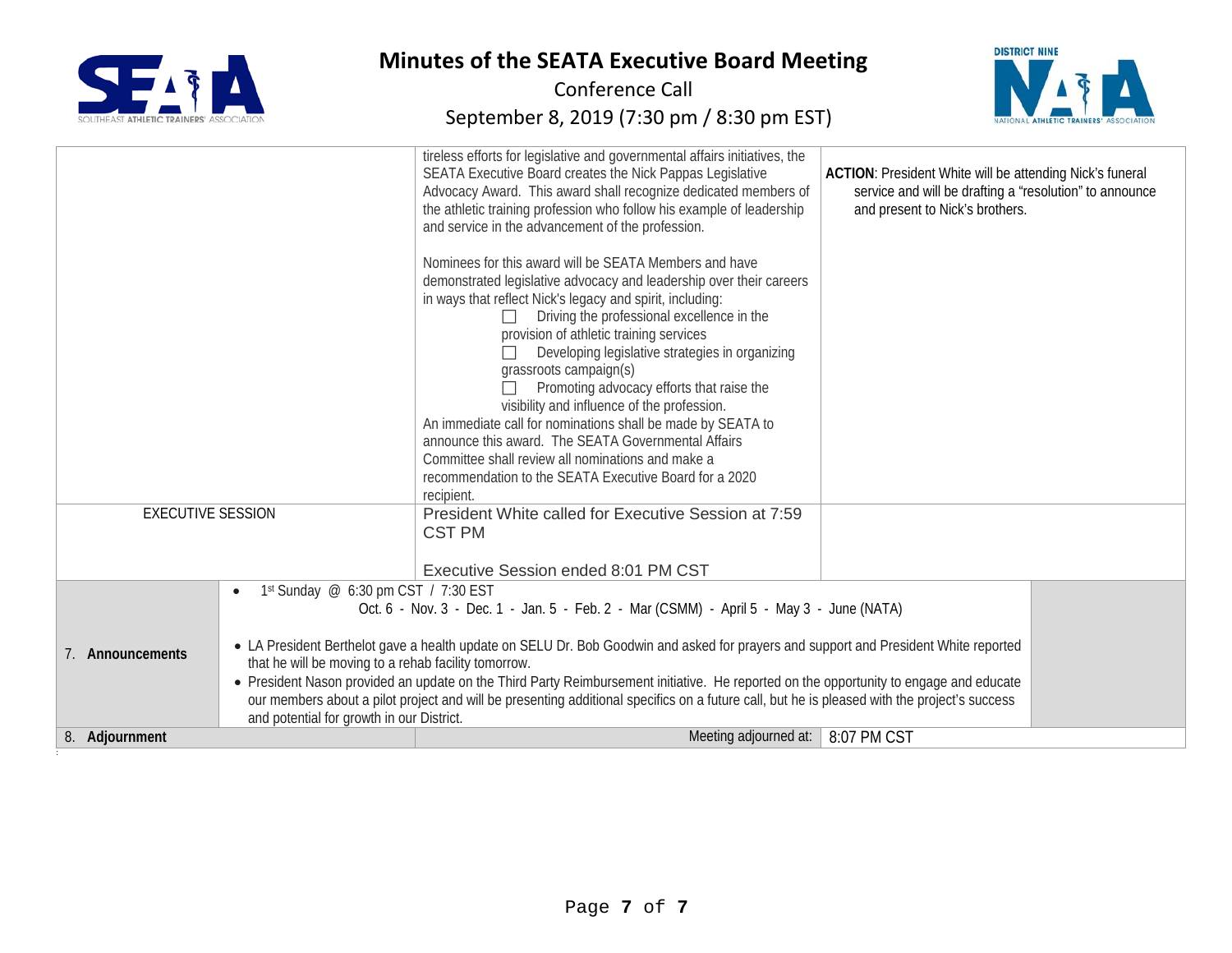# Minutes of the SEATA Executive Board Meeting

Conference Call

September 8, 2019 (7:30 pm / 8:30 pm EST)

| | | |
|---|---|---|
| | tireless efforts for legislative and governmental affairs initiatives, the SEATA Executive Board creates the Nick Pappas Legislative Advocacy Award. This award shall recognize dedicated members of the athletic training profession who follow his example of leadership and service in the advancement of the profession.<br><br>Nominees for this award will be SEATA Members and have demonstrated legislative advocacy and leadership over their careers in ways that reflect Nick's legacy and spirit, including:<br>☐ Driving the professional excellence in the provision of athletic training services<br>☐ Developing legislative strategies in organizing grassroots campaign(s)<br>☐ Promoting advocacy efforts that raise the visibility and influence of the profession.<br>An immediate call for nominations shall be made by SEATA to announce this award. The SEATA Governmental Affairs Committee shall review all nominations and make a recommendation to the SEATA Executive Board for a 2020 recipient. | **ACTION**: President White will be attending Nick's funeral service and will be drafting a "resolution" to announce and present to Nick's brothers. |
| EXECUTIVE SESSION | President White called for Executive Session at 7:59 CST PM<br><br>Executive Session ended 8:01 PM CST | |
| 7. **Announcements** | • 1st Sunday @ 6:30 pm CST / 7:30 EST<br>Oct. 6 - Nov. 3 - Dec. 1 - Jan. 5 - Feb. 2 - Mar (CSMM) - April 5 - May 3 - June (NATA)<br><br>• LA President Berthelot gave a health update on SELU Dr. Bob Goodwin and asked for prayers and support and President White reported that he will be moving to a rehab facility tomorrow.<br>• President Nason provided an update on the Third Party Reimbursement initiative. He reported on the opportunity to engage and educate our members about a pilot project and will be presenting additional specifics on a future call, but he is pleased with the project's success and potential for growth in our District. | |
| 8. **Adjournment** | Meeting adjourned at: | 8:07 PM CST |